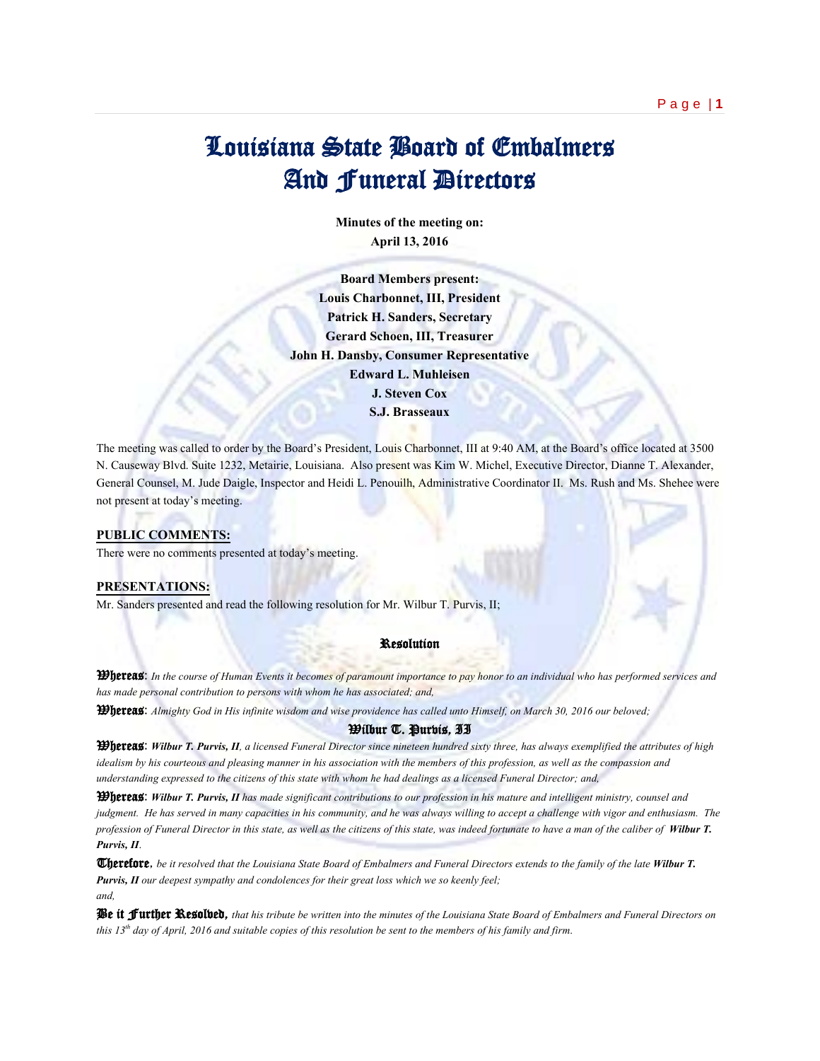# Louisiana State Board of Embalmers And Funeral Directors

**Minutes of the meeting on:**
**April 13, 2016**

**Board Members present:**
**Louis Charbonnet, III, President**
**Patrick H. Sanders, Secretary**
**Gerard Schoen, III, Treasurer**
**John H. Dansby, Consumer Representative**
**Edward L. Muhleisen**
**J. Steven Cox**
**S.J. Brasseaux**

The meeting was called to order by the Board's President, Louis Charbonnet, III at 9:40 AM, at the Board's office located at 3500 N. Causeway Blvd. Suite 1232, Metairie, Louisiana. Also present was Kim W. Michel, Executive Director, Dianne T. Alexander, General Counsel, M. Jude Daigle, Inspector and Heidi L. Penouilh, Administrative Coordinator II. Ms. Rush and Ms. Shehee were not present at today's meeting.

**PUBLIC COMMENTS:**
There were no comments presented at today's meeting.

**PRESENTATIONS:**
Mr. Sanders presented and read the following resolution for Mr. Wilbur T. Purvis, II;

### Resolution

**Whereas**: *In the course of Human Events it becomes of paramount importance to pay honor to an individual who has performed services and has made personal contribution to persons with whom he has associated; and,*

**Whereas**: *Almighty God in His infinite wisdom and wise providence has called unto Himself, on March 30, 2016 our beloved;*

**Wilbur T. Purvis, II**

**Whereas**: ***Wilbur T. Purvis, II**, a licensed Funeral Director since nineteen hundred sixty three, has always exemplified the attributes of high idealism by his courteous and pleasing manner in his association with the members of this profession, as well as the compassion and understanding expressed to the citizens of this state with whom he had dealings as a licensed Funeral Director; and,*

**Whereas**: ***Wilbur T. Purvis, II** has made significant contributions to our profession in his mature and intelligent ministry, counsel and judgment. He has served in many capacities in his community, and he was always willing to accept a challenge with vigor and enthusiasm. The profession of Funeral Director in this state, as well as the citizens of this state, was indeed fortunate to have a man of the caliber of **Wilbur T. Purvis, II**.*

**Therefore**, *be it resolved that the Louisiana State Board of Embalmers and Funeral Directors extends to the family of the late **Wilbur T. Purvis, II** our deepest sympathy and condolences for their great loss which we so keenly feel;*
*and,*

**Be it Further Resolved**, *that his tribute be written into the minutes of the Louisiana State Board of Embalmers and Funeral Directors on this 13th day of April, 2016 and suitable copies of this resolution be sent to the members of his family and firm.*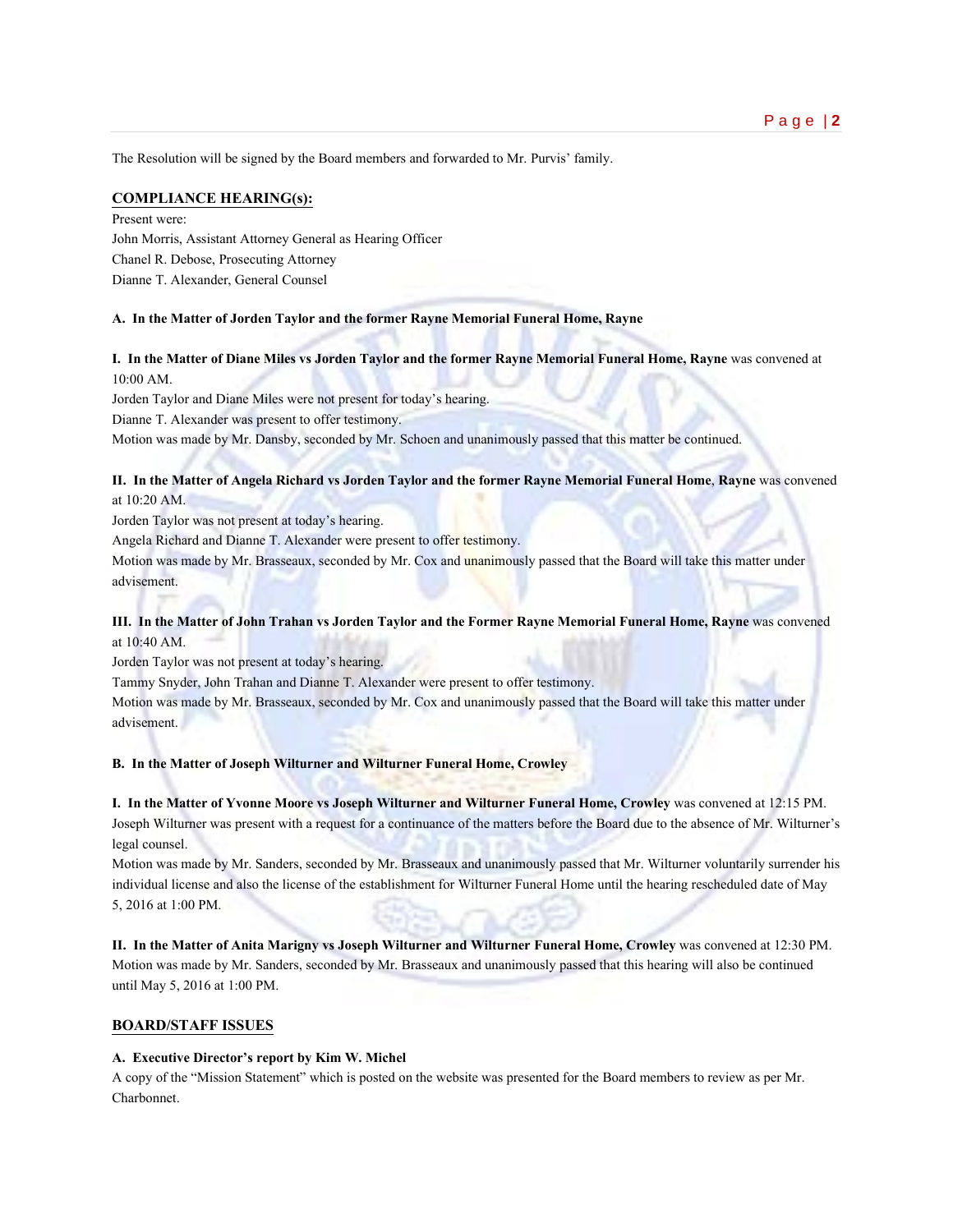The Resolution will be signed by the Board members and forwarded to Mr. Purvis' family.

## COMPLIANCE HEARING(s):

Present were:
John Morris, Assistant Attorney General as Hearing Officer
Chanel R. Debose, Prosecuting Attorney
Dianne T. Alexander, General Counsel

**A. In the Matter of Jorden Taylor and the former Rayne Memorial Funeral Home, Rayne**

**I. In the Matter of Diane Miles vs Jorden Taylor and the former Rayne Memorial Funeral Home, Rayne** was convened at 10:00 AM.
Jorden Taylor and Diane Miles were not present for today's hearing.
Dianne T. Alexander was present to offer testimony.
Motion was made by Mr. Dansby, seconded by Mr. Schoen and unanimously passed that this matter be continued.

**II. In the Matter of Angela Richard vs Jorden Taylor and the former Rayne Memorial Funeral Home, Rayne** was convened at 10:20 AM.
Jorden Taylor was not present at today's hearing.
Angela Richard and Dianne T. Alexander were present to offer testimony.
Motion was made by Mr. Brasseaux, seconded by Mr. Cox and unanimously passed that the Board will take this matter under advisement.

**III. In the Matter of John Trahan vs Jorden Taylor and the Former Rayne Memorial Funeral Home, Rayne** was convened at 10:40 AM.
Jorden Taylor was not present at today's hearing.
Tammy Snyder, John Trahan and Dianne T. Alexander were present to offer testimony.
Motion was made by Mr. Brasseaux, seconded by Mr. Cox and unanimously passed that the Board will take this matter under advisement.

**B. In the Matter of Joseph Wilturner and Wilturner Funeral Home, Crowley**

**I. In the Matter of Yvonne Moore vs Joseph Wilturner and Wilturner Funeral Home, Crowley** was convened at 12:15 PM.
Joseph Wilturner was present with a request for a continuance of the matters before the Board due to the absence of Mr. Wilturner's legal counsel.
Motion was made by Mr. Sanders, seconded by Mr. Brasseaux and unanimously passed that Mr. Wilturner voluntarily surrender his individual license and also the license of the establishment for Wilturner Funeral Home until the hearing rescheduled date of May 5, 2016 at 1:00 PM.

**II. In the Matter of Anita Marigny vs Joseph Wilturner and Wilturner Funeral Home, Crowley** was convened at 12:30 PM.
Motion was made by Mr. Sanders, seconded by Mr. Brasseaux and unanimously passed that this hearing will also be continued until May 5, 2016 at 1:00 PM.

## BOARD/STAFF ISSUES

**A. Executive Director's report by Kim W. Michel**
A copy of the "Mission Statement" which is posted on the website was presented for the Board members to review as per Mr. Charbonnet.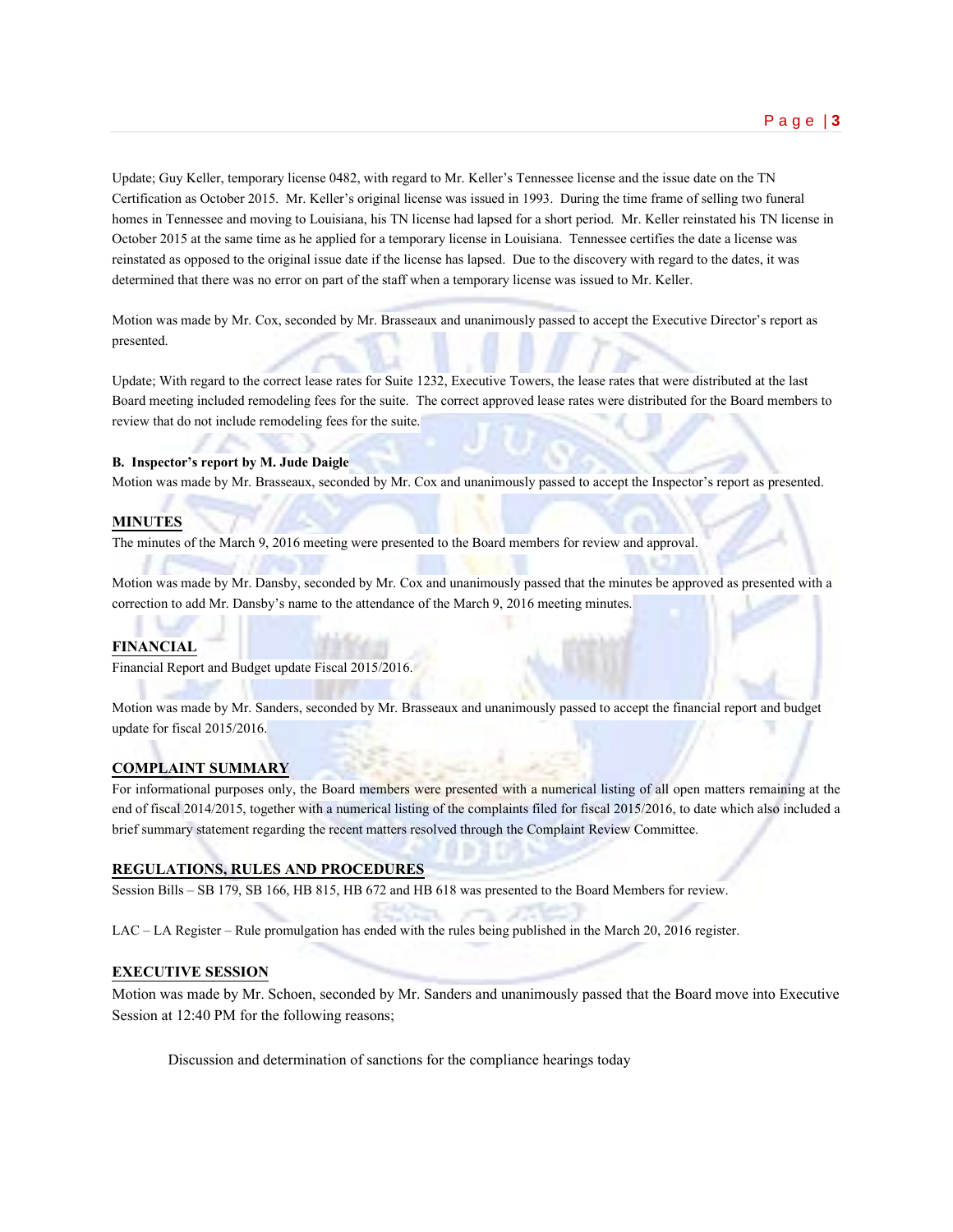Update; Guy Keller, temporary license 0482, with regard to Mr. Keller's Tennessee license and the issue date on the TN Certification as October 2015. Mr. Keller's original license was issued in 1993. During the time frame of selling two funeral homes in Tennessee and moving to Louisiana, his TN license had lapsed for a short period. Mr. Keller reinstated his TN license in October 2015 at the same time as he applied for a temporary license in Louisiana. Tennessee certifies the date a license was reinstated as opposed to the original issue date if the license has lapsed. Due to the discovery with regard to the dates, it was determined that there was no error on part of the staff when a temporary license was issued to Mr. Keller.

Motion was made by Mr. Cox, seconded by Mr. Brasseaux and unanimously passed to accept the Executive Director's report as presented.

Update; With regard to the correct lease rates for Suite 1232, Executive Towers, the lease rates that were distributed at the last Board meeting included remodeling fees for the suite. The correct approved lease rates were distributed for the Board members to review that do not include remodeling fees for the suite.

**B. Inspector's report by M. Jude Daigle**

Motion was made by Mr. Brasseaux, seconded by Mr. Cox and unanimously passed to accept the Inspector's report as presented.

## MINUTES

The minutes of the March 9, 2016 meeting were presented to the Board members for review and approval.

Motion was made by Mr. Dansby, seconded by Mr. Cox and unanimously passed that the minutes be approved as presented with a correction to add Mr. Dansby's name to the attendance of the March 9, 2016 meeting minutes.

## FINANCIAL

Financial Report and Budget update Fiscal 2015/2016.

Motion was made by Mr. Sanders, seconded by Mr. Brasseaux and unanimously passed to accept the financial report and budget update for fiscal 2015/2016.

## COMPLAINT SUMMARY

For informational purposes only, the Board members were presented with a numerical listing of all open matters remaining at the end of fiscal 2014/2015, together with a numerical listing of the complaints filed for fiscal 2015/2016, to date which also included a brief summary statement regarding the recent matters resolved through the Complaint Review Committee.

## REGULATIONS, RULES AND PROCEDURES

Session Bills – SB 179, SB 166, HB 815, HB 672 and HB 618 was presented to the Board Members for review.

LAC – LA Register – Rule promulgation has ended with the rules being published in the March 20, 2016 register.

## EXECUTIVE SESSION

Motion was made by Mr. Schoen, seconded by Mr. Sanders and unanimously passed that the Board move into Executive Session at 12:40 PM for the following reasons;

Discussion and determination of sanctions for the compliance hearings today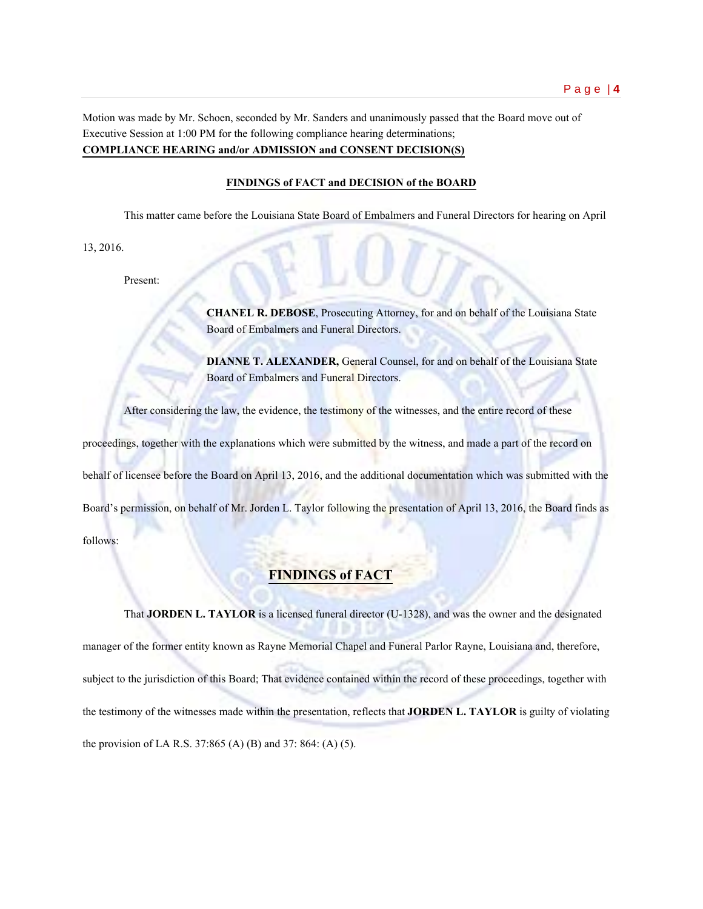Motion was made by Mr. Schoen, seconded by Mr. Sanders and unanimously passed that the Board move out of Executive Session at 1:00 PM for the following compliance hearing determinations;

**COMPLIANCE HEARING and/or ADMISSION and CONSENT DECISION(S)**

**FINDINGS of FACT and DECISION of the BOARD**

This matter came before the Louisiana State Board of Embalmers and Funeral Directors for hearing on April 13, 2016.

Present:

> **CHANEL R. DEBOSE**, Prosecuting Attorney, for and on behalf of the Louisiana State Board of Embalmers and Funeral Directors.
>
> **DIANNE T. ALEXANDER,** General Counsel, for and on behalf of the Louisiana State Board of Embalmers and Funeral Directors.

After considering the law, the evidence, the testimony of the witnesses, and the entire record of these proceedings, together with the explanations which were submitted by the witness, and made a part of the record on behalf of licensee before the Board on April 13, 2016, and the additional documentation which was submitted with the Board's permission, on behalf of Mr. Jorden L. Taylor following the presentation of April 13, 2016, the Board finds as follows:

## FINDINGS of FACT

That **JORDEN L. TAYLOR** is a licensed funeral director (U-1328), and was the owner and the designated manager of the former entity known as Rayne Memorial Chapel and Funeral Parlor Rayne, Louisiana and, therefore, subject to the jurisdiction of this Board; That evidence contained within the record of these proceedings, together with the testimony of the witnesses made within the presentation, reflects that **JORDEN L. TAYLOR** is guilty of violating the provision of LA R.S. 37:865 (A) (B) and 37: 864: (A) (5).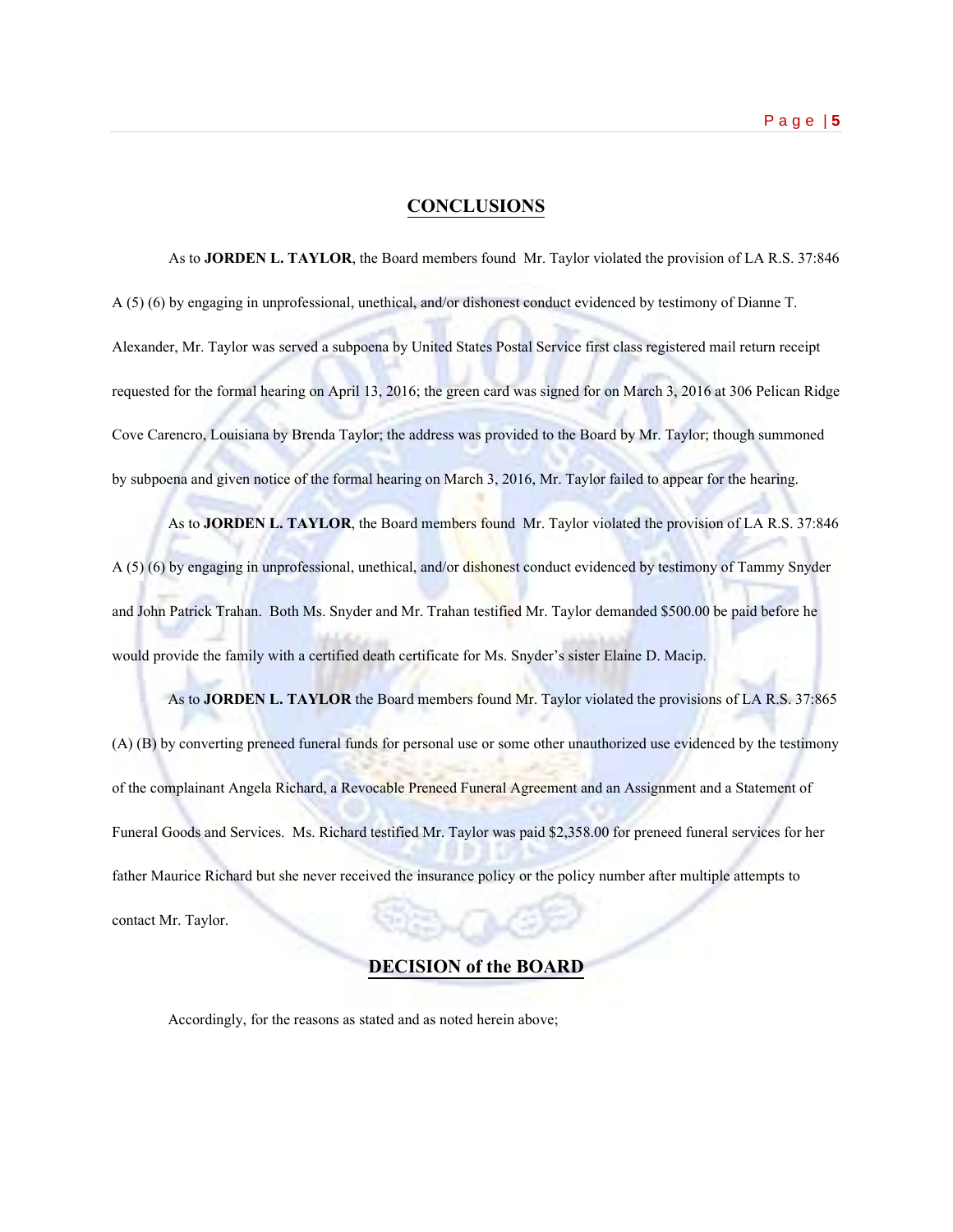## CONCLUSIONS

As to **JORDEN L. TAYLOR**, the Board members found Mr. Taylor violated the provision of LA R.S. 37:846 A (5) (6) by engaging in unprofessional, unethical, and/or dishonest conduct evidenced by testimony of Dianne T. Alexander, Mr. Taylor was served a subpoena by United States Postal Service first class registered mail return receipt requested for the formal hearing on April 13, 2016; the green card was signed for on March 3, 2016 at 306 Pelican Ridge Cove Carencro, Louisiana by Brenda Taylor; the address was provided to the Board by Mr. Taylor; though summoned by subpoena and given notice of the formal hearing on March 3, 2016, Mr. Taylor failed to appear for the hearing.

As to **JORDEN L. TAYLOR**, the Board members found Mr. Taylor violated the provision of LA R.S. 37:846 A (5) (6) by engaging in unprofessional, unethical, and/or dishonest conduct evidenced by testimony of Tammy Snyder and John Patrick Trahan. Both Ms. Snyder and Mr. Trahan testified Mr. Taylor demanded $500.00 be paid before he would provide the family with a certified death certificate for Ms. Snyder's sister Elaine D. Macip.

As to **JORDEN L. TAYLOR** the Board members found Mr. Taylor violated the provisions of LA R.S. 37:865 (A) (B) by converting preneed funeral funds for personal use or some other unauthorized use evidenced by the testimony of the complainant Angela Richard, a Revocable Preneed Funeral Agreement and an Assignment and a Statement of Funeral Goods and Services. Ms. Richard testified Mr. Taylor was paid $2,358.00 for preneed funeral services for her father Maurice Richard but she never received the insurance policy or the policy number after multiple attempts to contact Mr. Taylor.

## DECISION of the BOARD

Accordingly, for the reasons as stated and as noted herein above;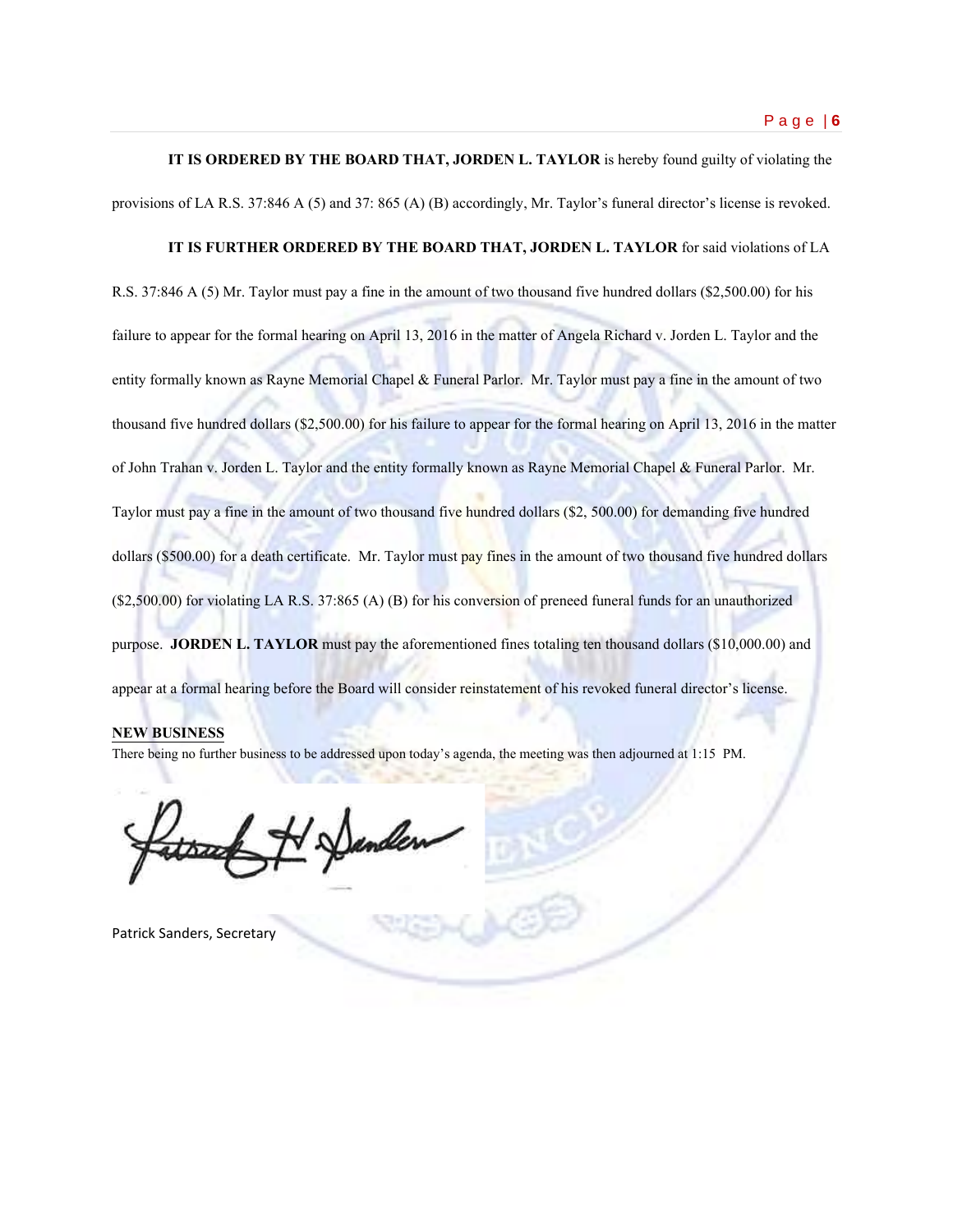**IT IS ORDERED BY THE BOARD THAT, JORDEN L. TAYLOR** is hereby found guilty of violating the provisions of LA R.S. 37:846 A (5) and 37: 865 (A) (B) accordingly, Mr. Taylor's funeral director's license is revoked.

**IT IS FURTHER ORDERED BY THE BOARD THAT, JORDEN L. TAYLOR** for said violations of LA R.S. 37:846 A (5) Mr. Taylor must pay a fine in the amount of two thousand five hundred dollars ($2,500.00) for his failure to appear for the formal hearing on April 13, 2016 in the matter of Angela Richard v. Jorden L. Taylor and the entity formally known as Rayne Memorial Chapel & Funeral Parlor. Mr. Taylor must pay a fine in the amount of two thousand five hundred dollars ($2,500.00) for his failure to appear for the formal hearing on April 13, 2016 in the matter of John Trahan v. Jorden L. Taylor and the entity formally known as Rayne Memorial Chapel & Funeral Parlor. Mr. Taylor must pay a fine in the amount of two thousand five hundred dollars ($2, 500.00) for demanding five hundred dollars ($500.00) for a death certificate. Mr. Taylor must pay fines in the amount of two thousand five hundred dollars ($2,500.00) for violating LA R.S. 37:865 (A) (B) for his conversion of preneed funeral funds for an unauthorized purpose. **JORDEN L. TAYLOR** must pay the aforementioned fines totaling ten thousand dollars ($10,000.00) and appear at a formal hearing before the Board will consider reinstatement of his revoked funeral director's license.

**NEW BUSINESS**

There being no further business to be addressed upon today's agenda, the meeting was then adjourned at 1:15 PM.

Patrick Sanders, Secretary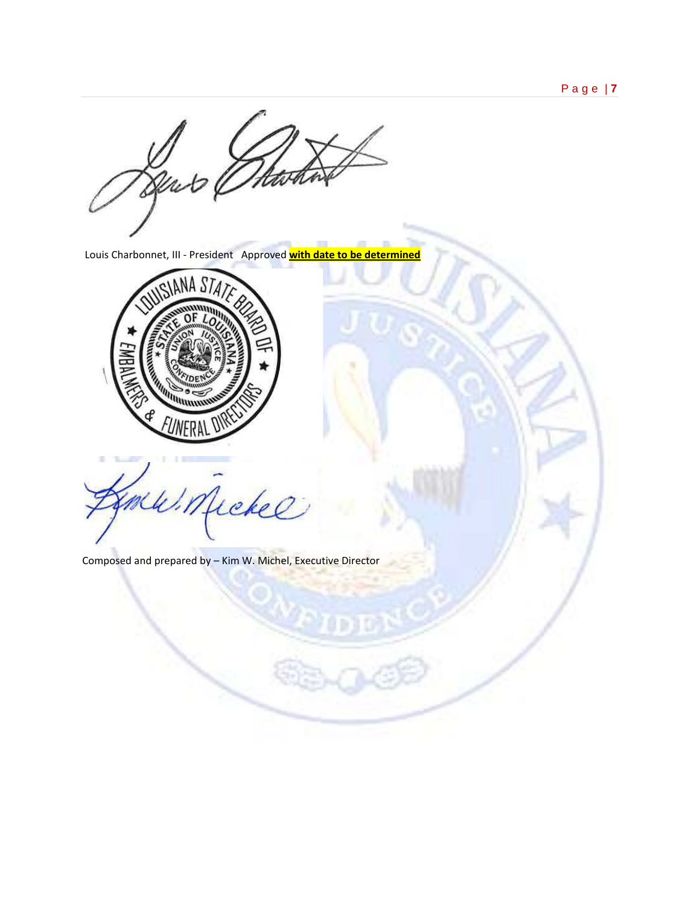Louis Charbonnet, III - President   Approved **with date to be determined**

Composed and prepared by – Kim W. Michel, Executive Director